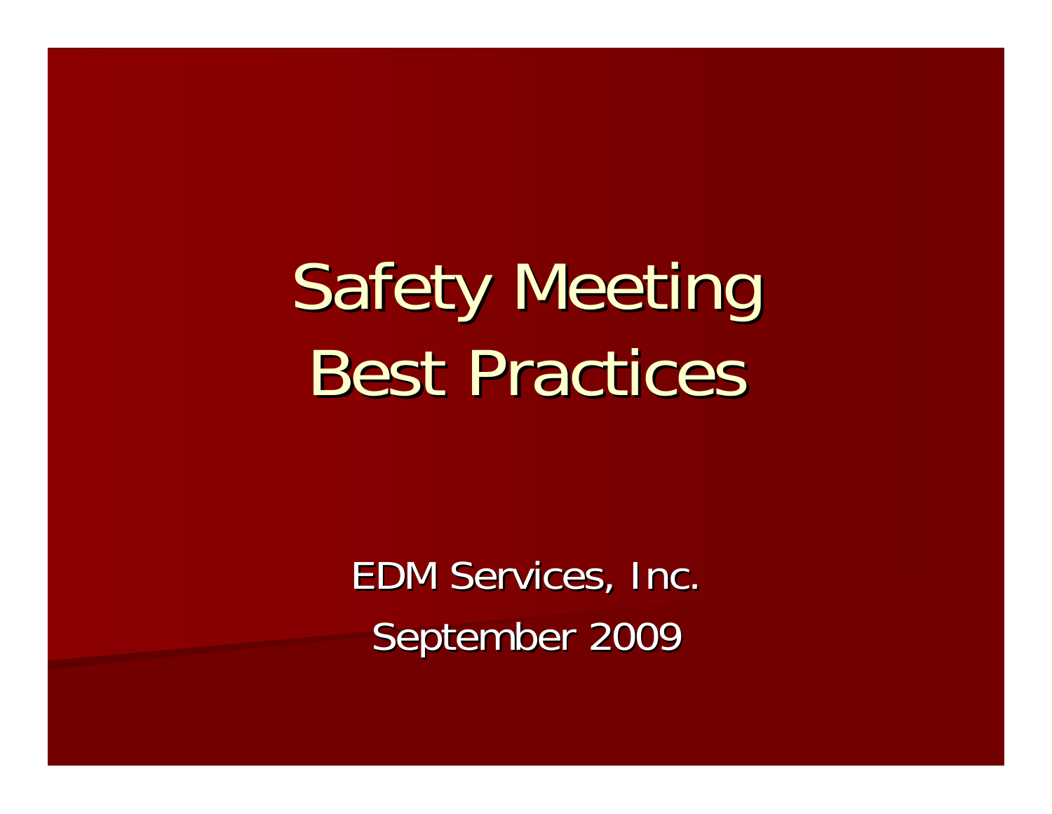# Safety Meeting Best Practices

EDM Services, Inc.

September 2009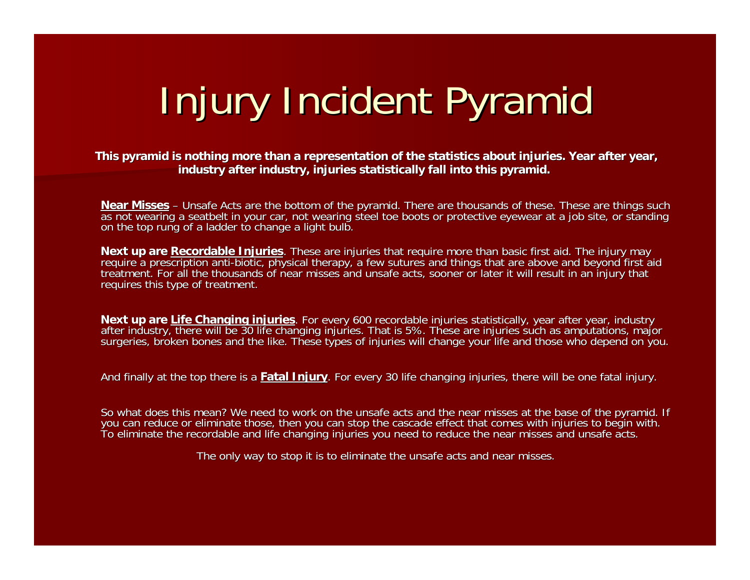# Injury Incident Pyramid

**This pyramid is nothing more than a representation of the statistics about injuries. Year after year, industry after industry, injuries statistically fall into this pyramid.**

**Near Misses** – Unsafe Acts are the bottom of the pyramid. There are thousands of these. These are things such as not wearing a seatbelt in your car, not wearing steel toe boots or protective eyewear at a job site, or standing on the top rung of a ladder to change a light bulb.

**Next up are Recordable Injuries**. These are injuries that require more than basic first aid. The injury may require a prescription anti-biotic, physical therapy, a few sutures and things that are above and beyond first aid treatment. For all the thousands of near misses and unsafe acts, sooner or later it will result in an injury that requires this type of treatment.

**Next up are Life Changing injuries**. For every 600 recordable injuries statistically, year after year, industry after industry, there will be 30 life changing injuries. That is 5%. These are injuries such as amputations, major surgeries, broken bones and the like. These types of injuries will change your life and those who depend on you.

And finally at the top there is a **Fatal Injury**. For every 30 life changing injuries, there will be one fatal injury.

So what does this mean? We need to work on the unsafe acts and the near misses at the base of the pyramid. If you can reduce or eliminate those, then you can stop the cascade effect that comes with injuries to begin with. To eliminate the recordable and life changing injuries you need to reduce the near misses and unsafe acts.

The only way to stop it is to eliminate the unsafe acts and near misses.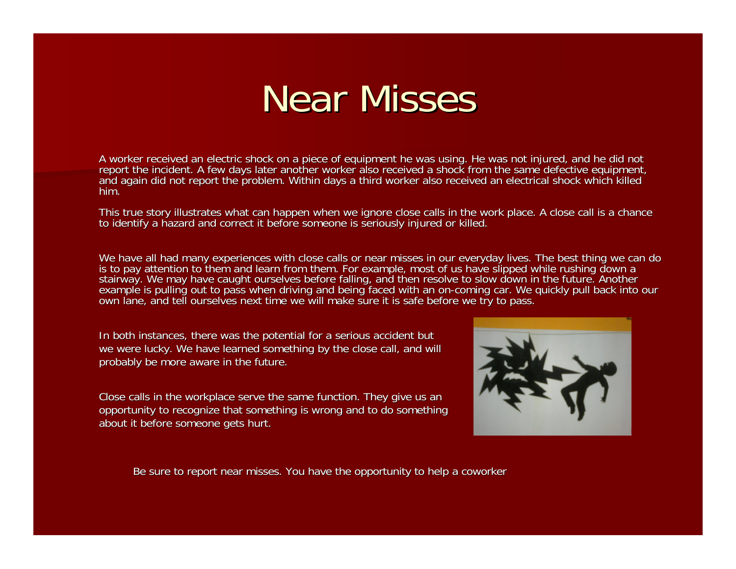# Near Misses

A worker received an electric shock on a piece of equipment he was using. He was not injured, and he did not report the incident. A few days later another worker also received a shock from the same defective equipment, and again did not report the problem. Within days a third worker also received an electrical shock which killed him.

This true story illustrates what can happen when we ignore close calls in the work place. A close call is a chance to identify a hazard and correct it before someone is seriously injured or killed.

We have all had many experiences with close calls or near misses in our everyday lives. The best thing we can do is to pay attention to them and learn from them. For example, most of us have slipped while rushing down a stairway. We may have caught ourselves before falling, and then resolve to slow down in the future. Another example is pulling out to pass when driving and being faced with an on-coming car. We quickly pull back into our own lane, and tell ourselves next time we will make sure it is safe before we try to pass.

In both instances, there was the potential for a serious accident but we were lucky. We have learned something by the close call, and will probably be more aware in the future.

Close calls in the workplace serve the same function. They give us an opportunity to recognize that something is wrong and to do something about it before someone gets hurt.

Be sure to report near misses. You have the opportunity to help a coworker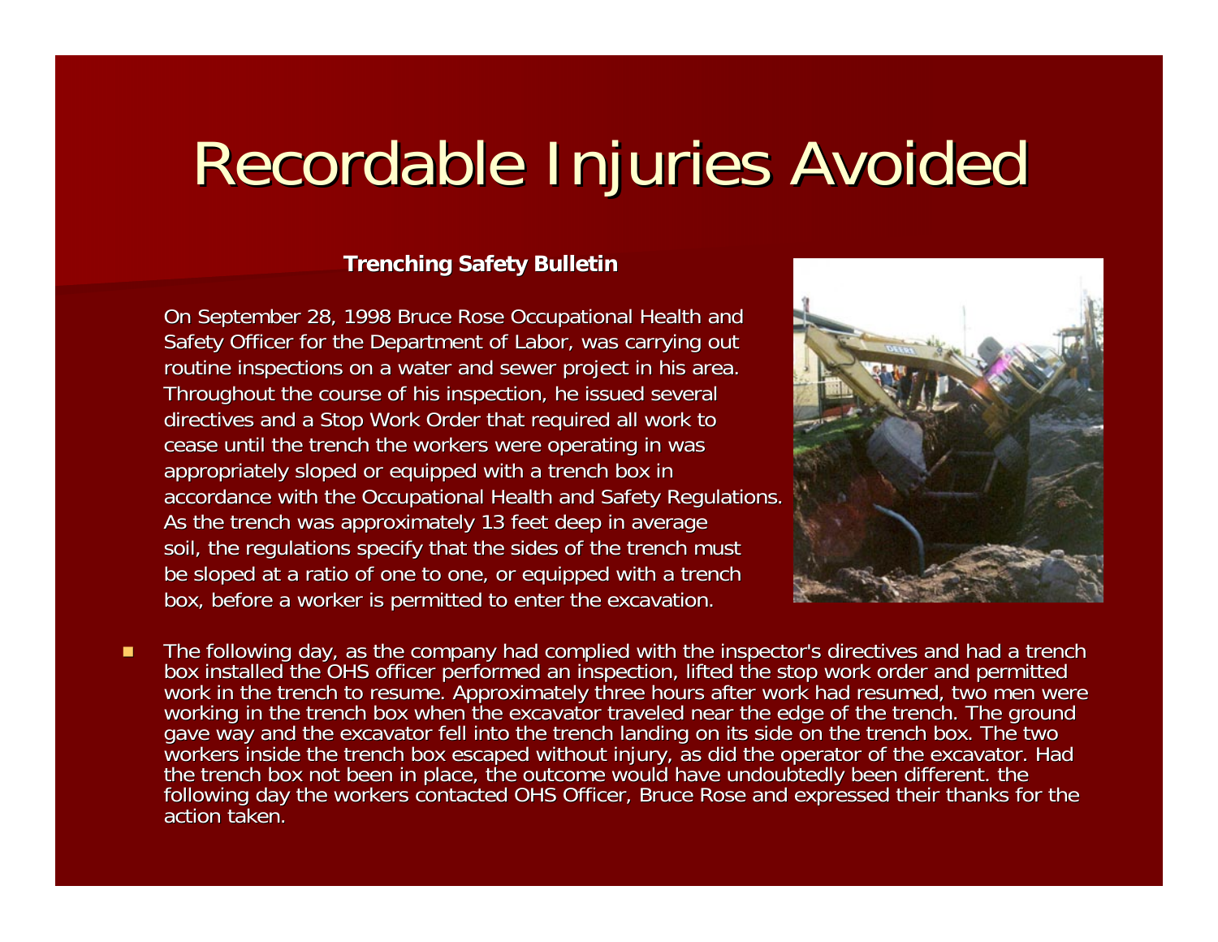# Recordable Injuries Avoided

**Trenching Safety Bulletin**

On September 28, 1998 Bruce Rose Occupational Health and Safety Officer for the Department of Labor, was carrying out routine inspections on a water and sewer project in his area. Throughout the course of his inspection, he issued several directives and a Stop Work Order that required all work to cease until the trench the workers were operating in was appropriately sloped or equipped with a trench box in accordance with the Occupational Health and Safety Regulations. As the trench was approximately 13 feet deep in average soil, the regulations specify that the sides of the trench must be sloped at a ratio of one to one, or equipped with a trench box, before a worker is permitted to enter the excavation.

- The following day, as the company had complied with the inspector's directives and had a trench box installed the OHS officer performed an inspection, lifted the stop work order and permitted work in the trench to resume. Approximately three hours after work had resumed, two men were working in the trench box when the excavator traveled near the edge of the trench. The ground gave way and the excavator fell into the trench landing on its side on the trench box. The two workers inside the trench box escaped without injury, as did the operator of the excavator. Had the trench box not been in place, the outcome would have undoubtedly been different. the following day the workers contacted OHS Officer, Bruce Rose and expressed their thanks for the action taken.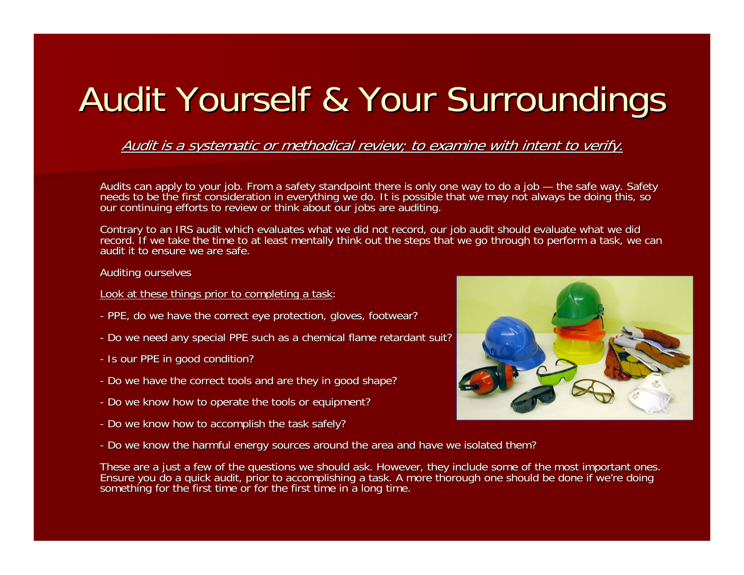# Audit Yourself & Your Surroundings

*Audit is a systematic or methodical review; to examine with intent to verify.*

Audits can apply to your job. From a safety standpoint there is only one way to do a job — the safe way. Safety needs to be the first consideration in everything we do. It is possible that we may not always be doing this, so our continuing efforts to review or think about our jobs are auditing.

Contrary to an IRS audit which evaluates what we did not record, our job audit should evaluate what we did record. If we take the time to at least mentally think out the steps that we go through to perform a task, we can audit it to ensure we are safe.

Auditing ourselves

Look at these things prior to completing a task:

- PPE, do we have the correct eye protection, gloves, footwear?
- Do we need any special PPE such as a chemical flame retardant suit?
- Is our PPE in good condition?
- Do we have the correct tools and are they in good shape?
- Do we know how to operate the tools or equipment?
- Do we know how to accomplish the task safely?
- Do we know the harmful energy sources around the area and have we isolated them?

These are a just a few of the questions we should ask. However, they include some of the most important ones. Ensure you do a quick audit, prior to accomplishing a task. A more thorough one should be done if we're doing something for the first time or for the first time in a long time.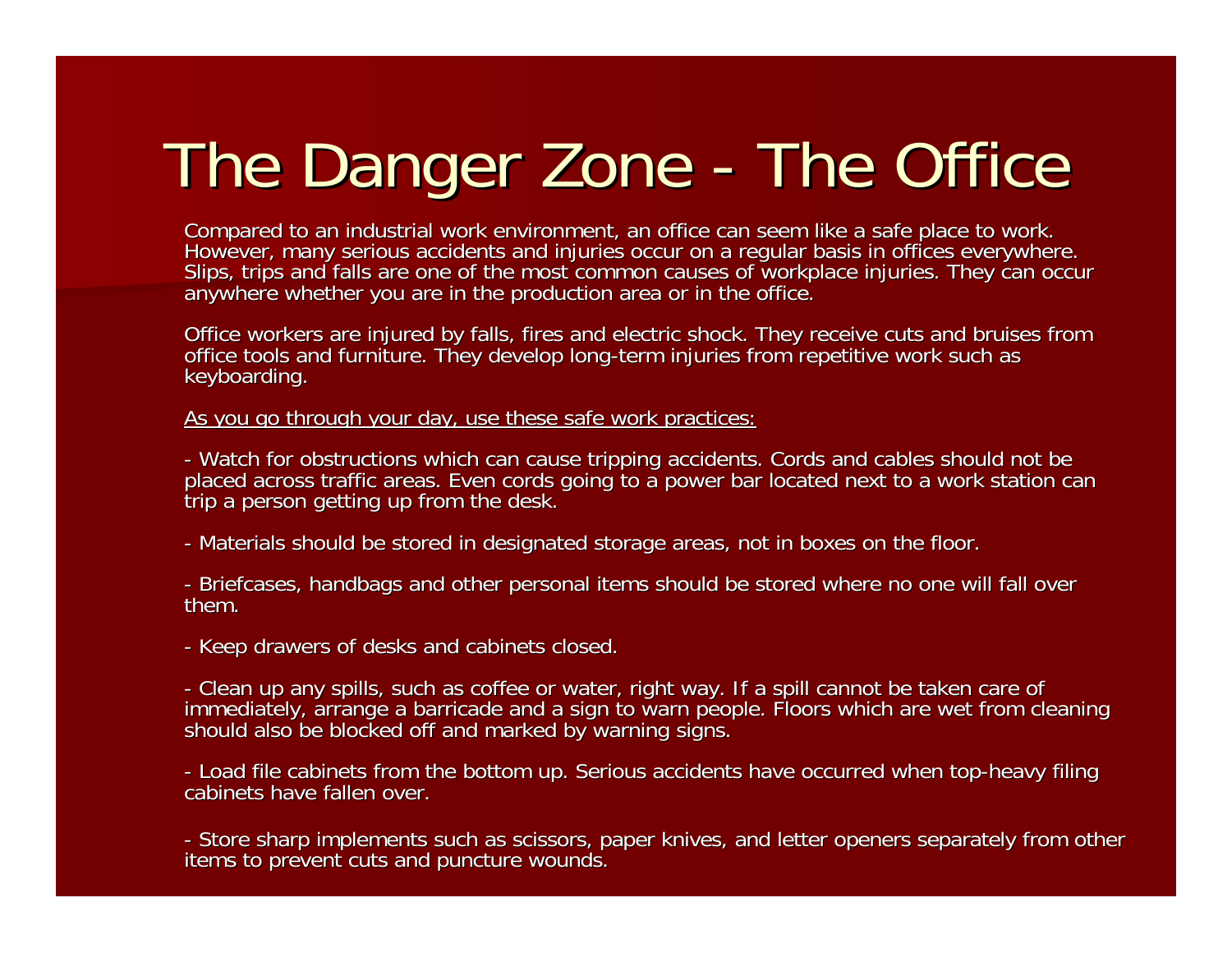# The Danger Zone - The Office

Compared to an industrial work environment, an office can seem like a safe place to work. However, many serious accidents and injuries occur on a regular basis in offices everywhere. Slips, trips and falls are one of the most common causes of workplace injuries. They can occur anywhere whether you are in the production area or in the office.

Office workers are injured by falls, fires and electric shock. They receive cuts and bruises from office tools and furniture. They develop long-term injuries from repetitive work such as keyboarding.

<u>As you go through your day, use these safe work practices:</u>

- Watch for obstructions which can cause tripping accidents. Cords and cables should not be placed across traffic areas. Even cords going to a power bar located next to a work station can trip a person getting up from the desk.

- Materials should be stored in designated storage areas, not in boxes on the floor.

- Briefcases, handbags and other personal items should be stored where no one will fall over them.

- Keep drawers of desks and cabinets closed.

- Clean up any spills, such as coffee or water, right way. If a spill cannot be taken care of immediately, arrange a barricade and a sign to warn people. Floors which are wet from cleaning should also be blocked off and marked by warning signs.

- Load file cabinets from the bottom up. Serious accidents have occurred when top-heavy filing cabinets have fallen over.

- Store sharp implements such as scissors, paper knives, and letter openers separately from other items to prevent cuts and puncture wounds.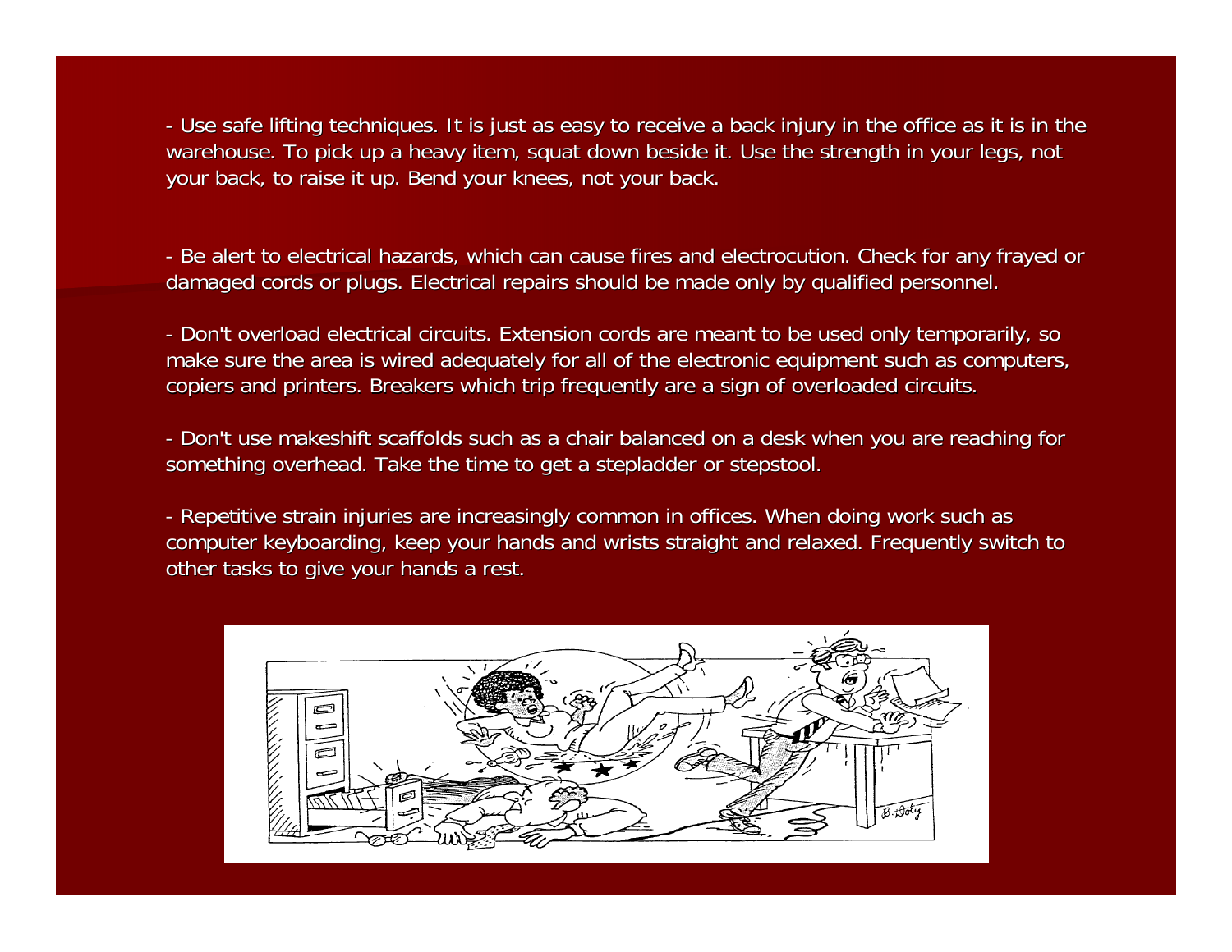- Use safe lifting techniques. It is just as easy to receive a back injury in the office as it is in the warehouse. To pick up a heavy item, squat down beside it. Use the strength in your legs, not your back, to raise it up. Bend your knees, not your back.

- Be alert to electrical hazards, which can cause fires and electrocution. Check for any frayed or damaged cords or plugs. Electrical repairs should be made only by qualified personnel.

- Don't overload electrical circuits. Extension cords are meant to be used only temporarily, so make sure the area is wired adequately for all of the electronic equipment such as computers, copiers and printers. Breakers which trip frequently are a sign of overloaded circuits.

- Don't use makeshift scaffolds such as a chair balanced on a desk when you are reaching for something overhead. Take the time to get a stepladder or stepstool.

- Repetitive strain injuries are increasingly common in offices. When doing work such as computer keyboarding, keep your hands and wrists straight and relaxed. Frequently switch to other tasks to give your hands a rest.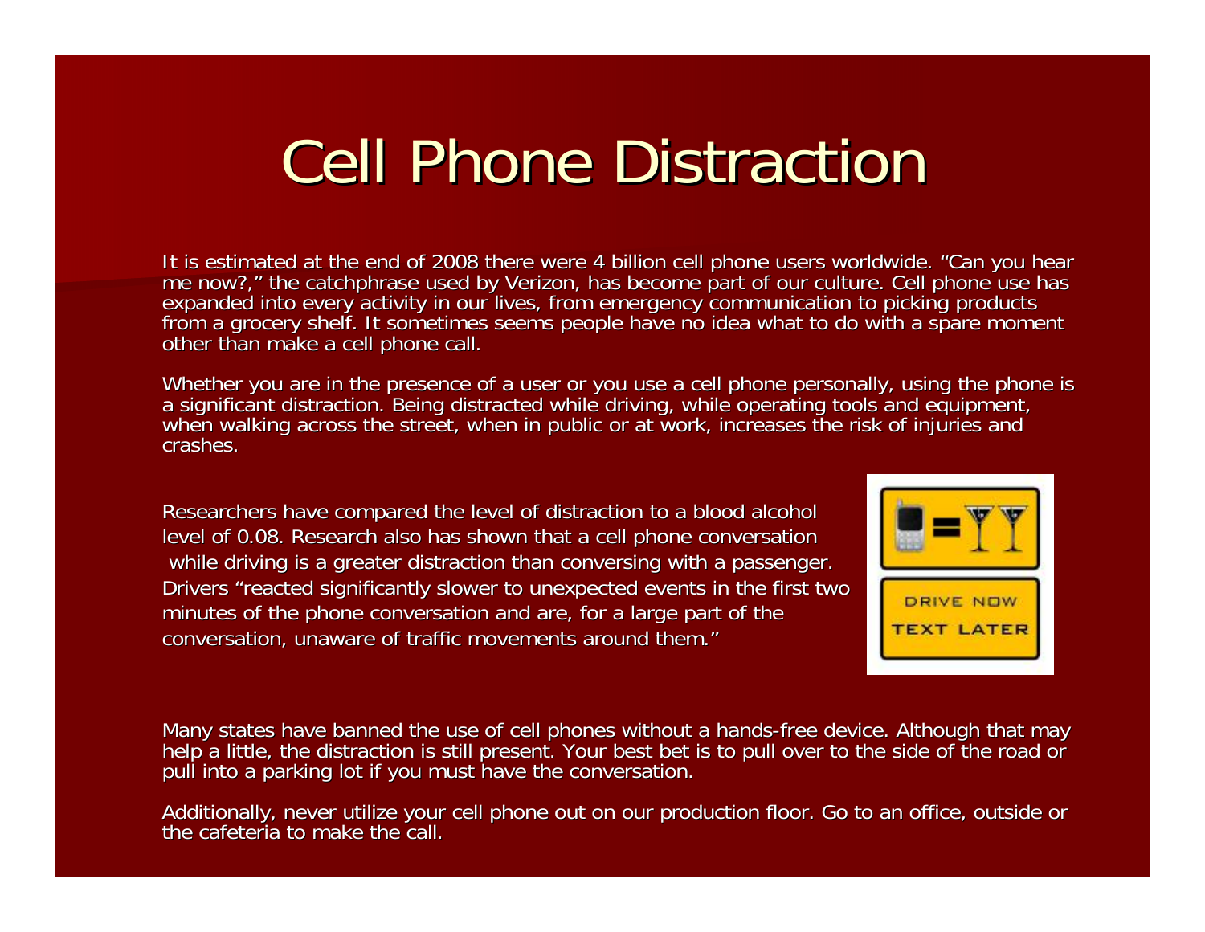# Cell Phone Distraction

It is estimated at the end of 2008 there were 4 billion cell phone users worldwide. "Can you hear me now?," the catchphrase used by Verizon, has become part of our culture. Cell phone use has expanded into every activity in our lives, from emergency communication to picking products from a grocery shelf. It sometimes seems people have no idea what to do with a spare moment other than make a cell phone call.

Whether you are in the presence of a user or you use a cell phone personally, using the phone is a significant distraction. Being distracted while driving, while operating tools and equipment, when walking across the street, when in public or at work, increases the risk of injuries and crashes.

Researchers have compared the level of distraction to a blood alcohol level of 0.08. Research also has shown that a cell phone conversation while driving is a greater distraction than conversing with a passenger. Drivers "reacted significantly slower to unexpected events in the first two minutes of the phone conversation and are, for a large part of the conversation, unaware of traffic movements around them."

DRIVE NOW
TEXT LATER

Many states have banned the use of cell phones without a hands-free device. Although that may help a little, the distraction is still present. Your best bet is to pull over to the side of the road or pull into a parking lot if you must have the conversation.

Additionally, never utilize your cell phone out on our production floor. Go to an office, outside or the cafeteria to make the call.